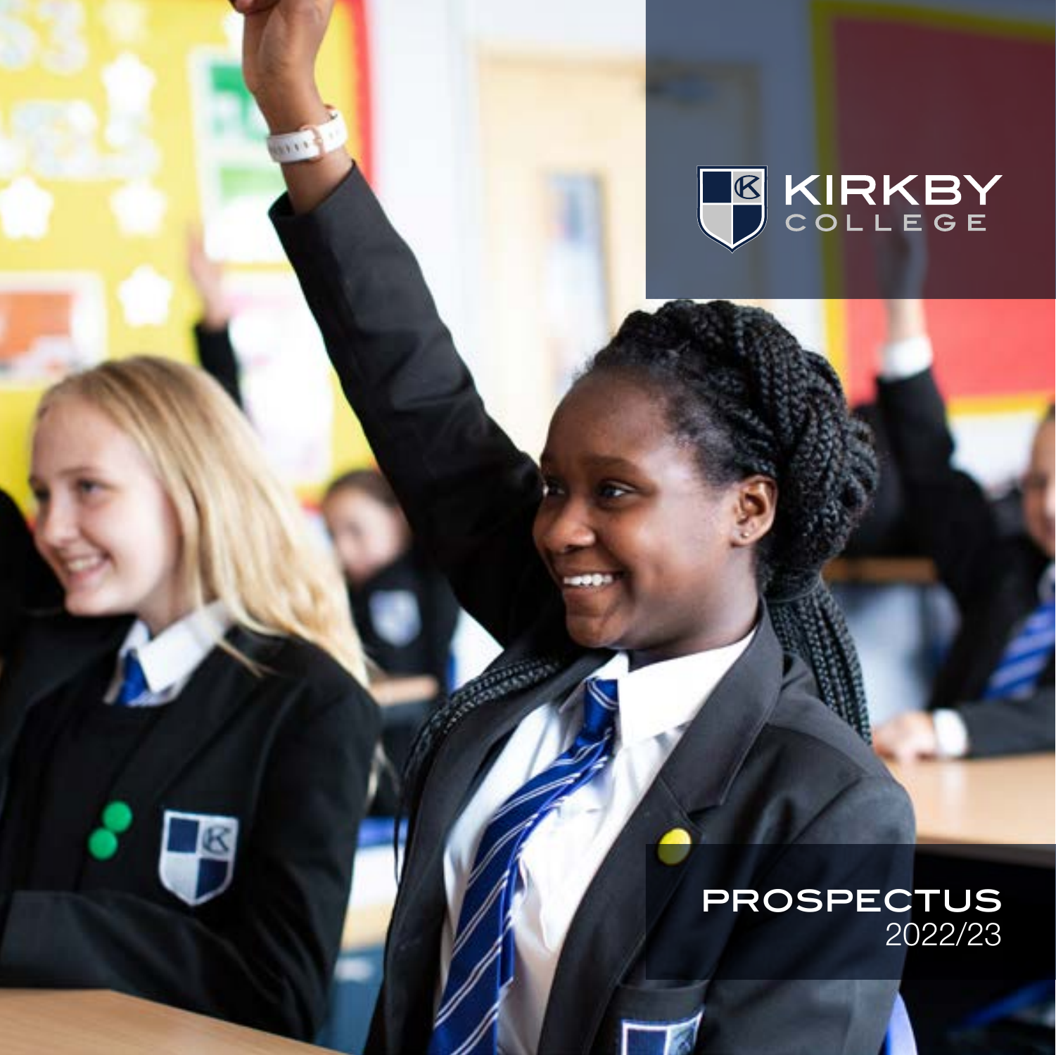# KIRKBY COLLEGE

## PROSPECTUS
2022/23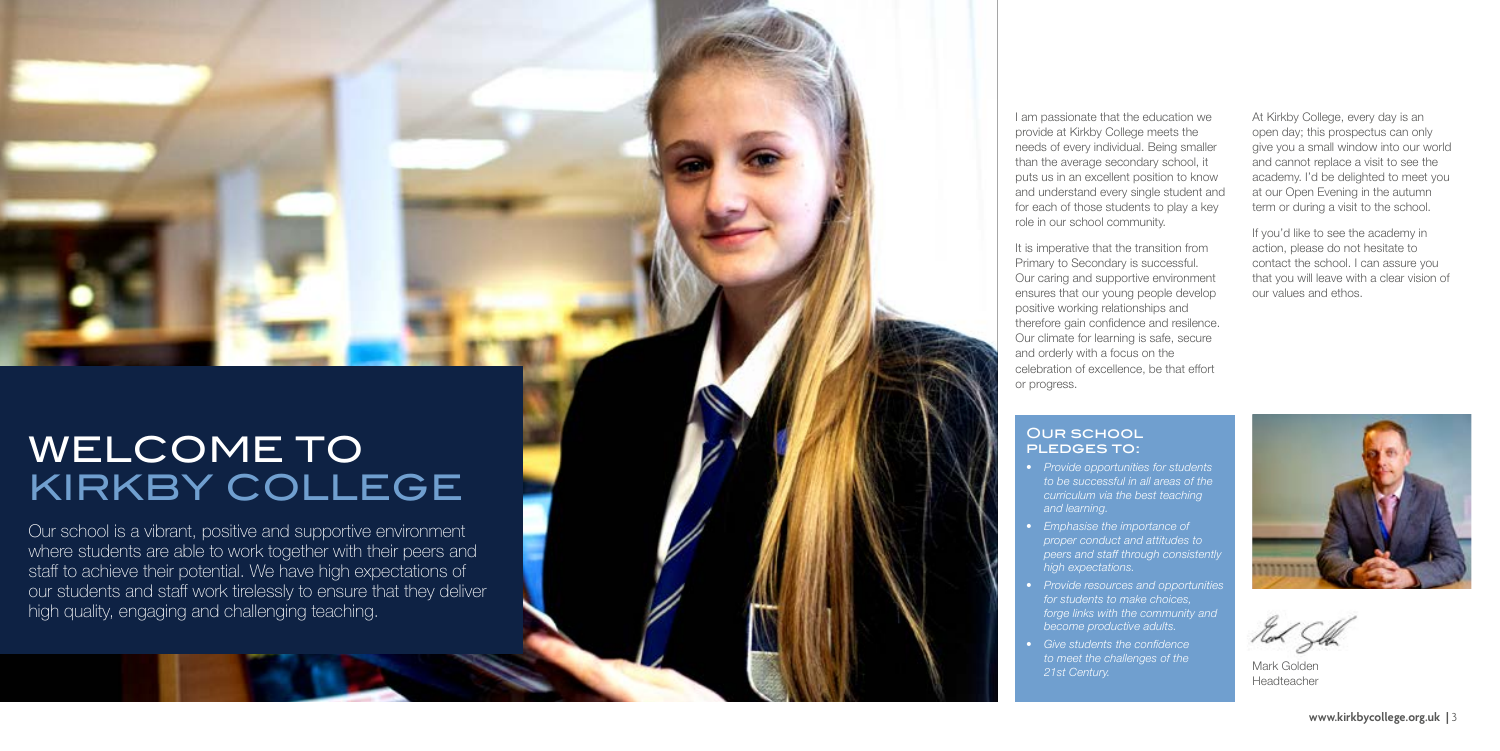# WELCOME TO KIRKBY COLLEGE

Our school is a vibrant, positive and supportive environment where students are able to work together with their peers and staff to achieve their potential. We have high expectations of our students and staff work tirelessly to ensure that they deliver high quality, engaging and challenging teaching.

I am passionate that the education we provide at Kirkby College meets the needs of every individual. Being smaller than the average secondary school, it puts us in an excellent position to know and understand every single student and for each of those students to play a key role in our school community.

It is imperative that the transition from Primary to Secondary is successful. Our caring and supportive environment ensures that our young people develop positive working relationships and therefore gain confidence and resilence. Our climate for learning is safe, secure and orderly with a focus on the celebration of excellence, be that effort or progress.

### Our school pledges to:

- *Provide opportunities for students to be successful in all areas of the curriculum via the best teaching and learning.*
- *Emphasise the importance of proper conduct and attitudes to peers and staff through consistently high expectations.*
- *Provide resources and opportunities for students to make choices, forge links with the community and become productive adults.*
- *Give students the confidence to meet the challenges of the 21st Century.*

At Kirkby College, every day is an open day; this prospectus can only give you a small window into our world and cannot replace a visit to see the academy. I'd be delighted to meet you at our Open Evening in the autumn term or during a visit to the school.

If you'd like to see the academy in action, please do not hesitate to contact the school. I can assure you that you will leave with a clear vision of our values and ethos.

Mark Golden
Headteacher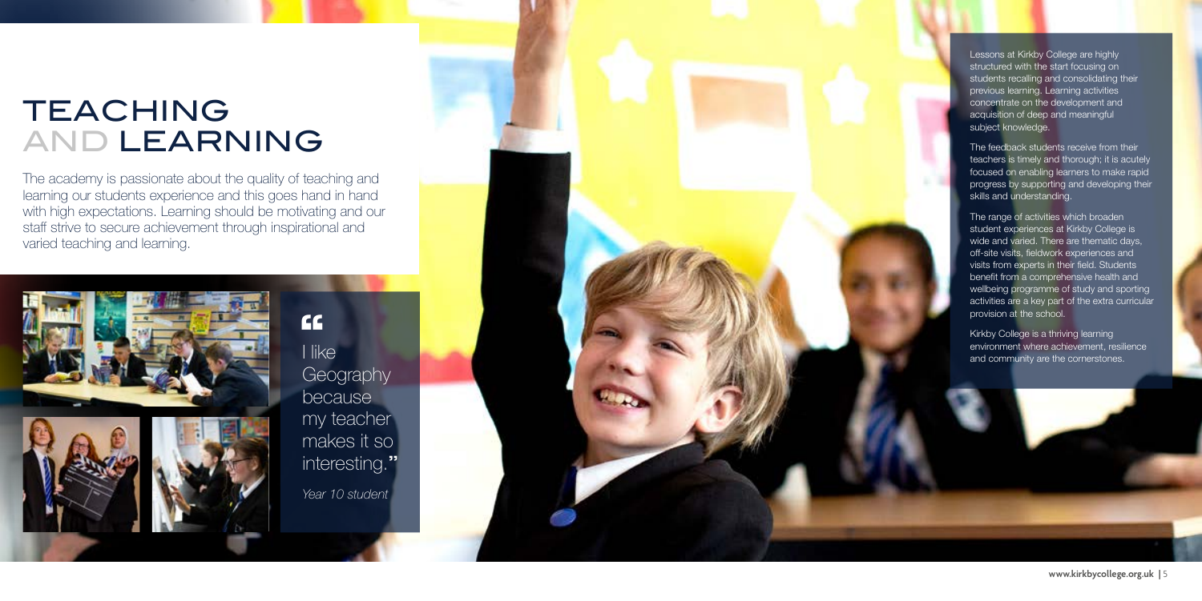# TEACHING AND LEARNING

The academy is passionate about the quality of teaching and learning our students experience and this goes hand in hand with high expectations. Learning should be motivating and our staff strive to secure achievement through inspirational and varied teaching and learning.

> "I like Geography because my teacher makes it so interesting."
>
> *Year 10 student*

Lessons at Kirkby College are highly structured with the start focusing on students recalling and consolidating their previous learning. Learning activities concentrate on the development and acquisition of deep and meaningful subject knowledge.

The feedback students receive from their teachers is timely and thorough; it is acutely focused on enabling learners to make rapid progress by supporting and developing their skills and understanding.

The range of activities which broaden student experiences at Kirkby College is wide and varied. There are thematic days, off-site visits, fieldwork experiences and visits from experts in their field. Students benefit from a comprehensive health and wellbeing programme of study and sporting activities are a key part of the extra curricular provision at the school.

Kirkby College is a thriving learning environment where achievement, resilience and community are the cornerstones.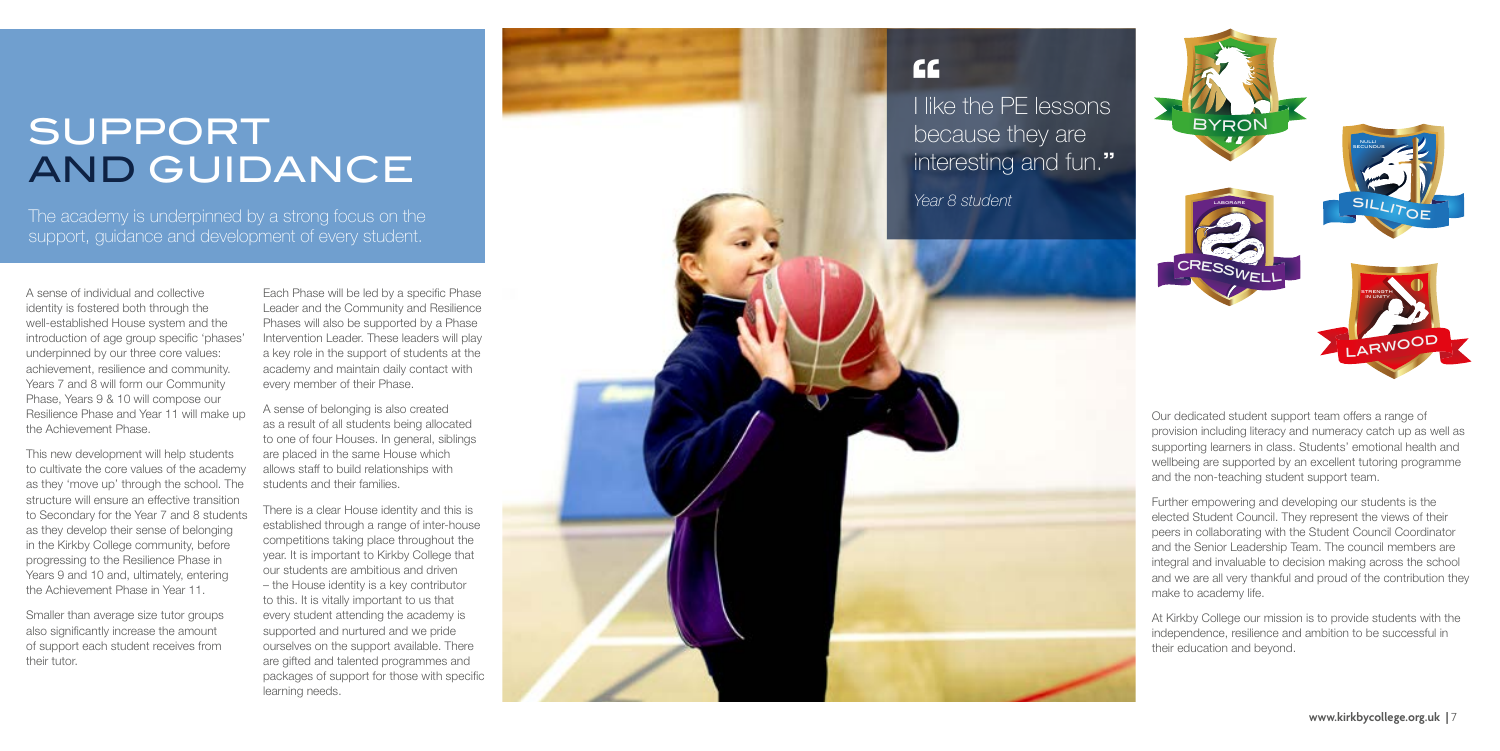# SUPPORT AND GUIDANCE

The academy is underpinned by a strong focus on the support, guidance and development of every student.

A sense of individual and collective identity is fostered both through the well-established House system and the introduction of age group specific 'phases' underpinned by our three core values: achievement, resilience and community. Years 7 and 8 will form our Community Phase, Years 9 & 10 will compose our Resilience Phase and Year 11 will make up the Achievement Phase.

This new development will help students to cultivate the core values of the academy as they 'move up' through the school. The structure will ensure an effective transition to Secondary for the Year 7 and 8 students as they develop their sense of belonging in the Kirkby College community, before progressing to the Resilience Phase in Years 9 and 10 and, ultimately, entering the Achievement Phase in Year 11.

Smaller than average size tutor groups also significantly increase the amount of support each student receives from their tutor.

Each Phase will be led by a specific Phase Leader and the Community and Resilience Phases will also be supported by a Phase Intervention Leader. These leaders will play a key role in the support of students at the academy and maintain daily contact with every member of their Phase.

A sense of belonging is also created as a result of all students being allocated to one of four Houses. In general, siblings are placed in the same House which allows staff to build relationships with students and their families.

There is a clear House identity and this is established through a range of inter-house competitions taking place throughout the year. It is important to Kirkby College that our students are ambitious and driven – the House identity is a key contributor to this. It is vitally important to us that every student attending the academy is supported and nurtured and we pride ourselves on the support available. There are gifted and talented programmes and packages of support for those with specific learning needs.

> "I like the PE lessons because they are interesting and fun."
>
> *Year 8 student*

BYRON

SILLITOE

CRESSWELL

LARWOOD

Our dedicated student support team offers a range of provision including literacy and numeracy catch up as well as supporting learners in class. Students' emotional health and wellbeing are supported by an excellent tutoring programme and the non-teaching student support team.

Further empowering and developing our students is the elected Student Council. They represent the views of their peers in collaborating with the Student Council Coordinator and the Senior Leadership Team. The council members are integral and invaluable to decision making across the school and we are all very thankful and proud of the contribution they make to academy life.

At Kirkby College our mission is to provide students with the independence, resilience and ambition to be successful in their education and beyond.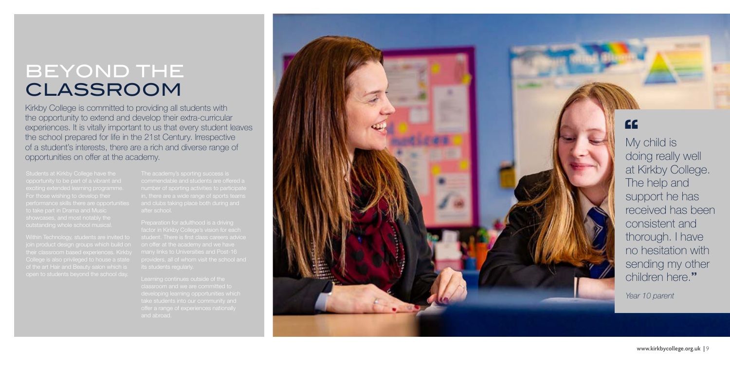# BEYOND THE CLASSROOM

Kirkby College is committed to providing all students with the opportunity to extend and develop their extra-curricular experiences. It is vitally important to us that every student leaves the school prepared for life in the 21st Century. Irrespective of a student's interests, there are a rich and diverse range of opportunities on offer at the academy.

Students at Kirkby College have the opportunity to be part of a vibrant and exciting extended learning programme. For those wishing to develop their performance skills there are opportunities to take part in Drama and Music showcases, and most notably the outstanding whole school musical.

Within Technology, students are invited to join product design groups which build on their classroom based experiences. Kirkby College is also privileged to house a state of the art Hair and Beauty salon which is open to students beyond the school day.

The academy's sporting success is commendable and students are offered a number of sporting activities to participate in, there are a wide range of sports teams and clubs taking place both during and after school.

Preparation for adulthood is a driving factor in Kirkby College's vision for each student. There is first class careers advice on offer at the academy and we have many links to Universities and Post-16 providers, all of whom visit the school and its students regularly.

Learning continues outside of the classroom and we are committed to developing learning opportunities which take students into our community and offer a range of experiences nationally and abroad.

> "My child is doing really well at Kirkby College. The help and support he has received has been consistent and thorough. I have no hesitation with sending my other children here."
>
> *Year 10 parent*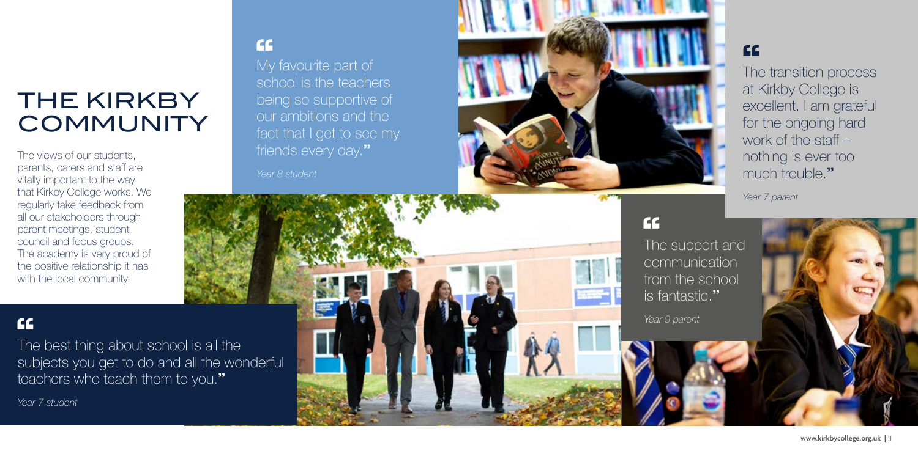# THE KIRKBY COMMUNITY

The views of our students, parents, carers and staff are vitally important to the way that Kirkby College works. We regularly take feedback from all our stakeholders through parent meetings, student council and focus groups. The academy is very proud of the positive relationship it has with the local community.

> "The best thing about school is all the subjects you get to do and all the wonderful teachers who teach them to you."
>
> *Year 7 student*

> "My favourite part of school is the teachers being so supportive of our ambitions and the fact that I get to see my friends every day."
>
> *Year 8 student*

> "The transition process at Kirkby College is excellent. I am grateful for the ongoing hard work of the staff – nothing is ever too much trouble."
>
> *Year 7 parent*

> "The support and communication from the school is fantastic."
>
> *Year 9 parent*

www.kirkbycollege.org.uk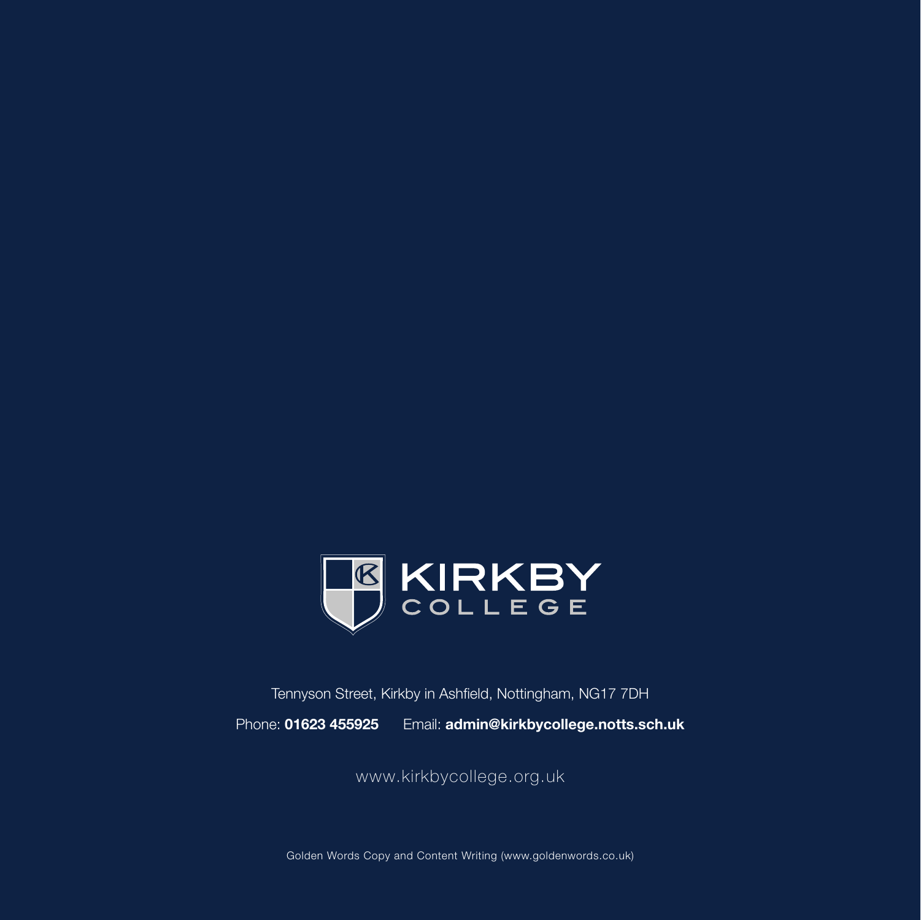KIRKBY
COLLEGE

Tennyson Street, Kirkby in Ashfield, Nottingham, NG17 7DH

Phone: **01623 455925** Email: **admin@kirkbycollege.notts.sch.uk**

www.kirkbycollege.org.uk

Golden Words Copy and Content Writing (www.goldenwords.co.uk)